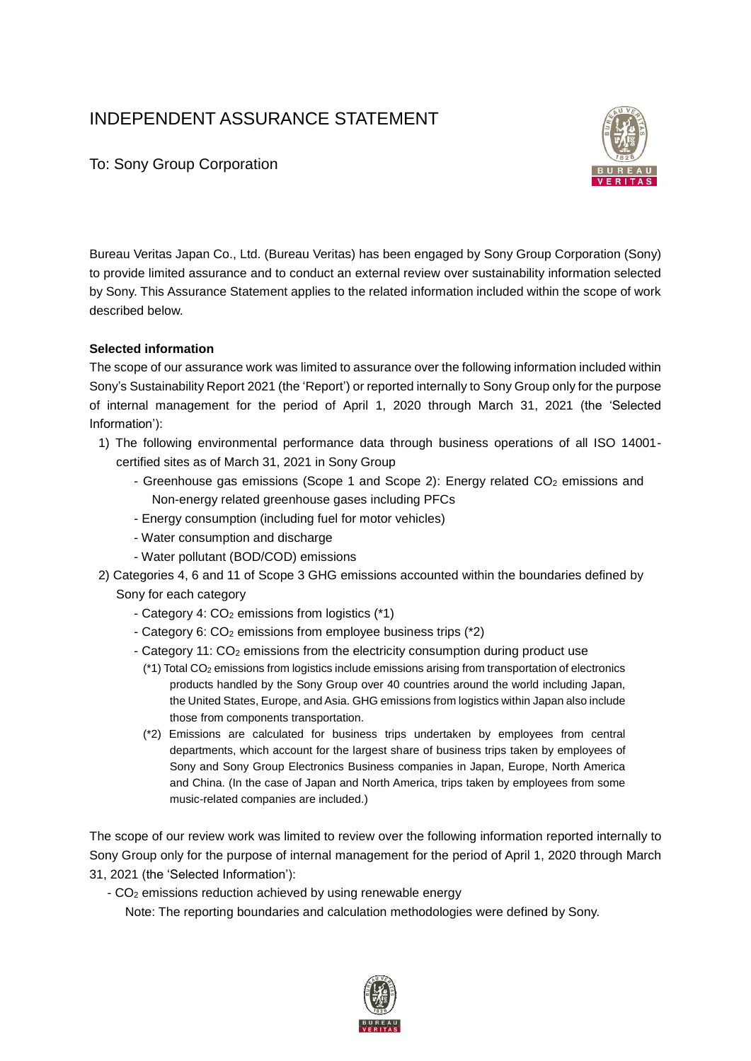# INDEPENDENT ASSURANCE STATEMENT

To: Sony Group Corporation

Bureau Veritas Japan Co., Ltd. (Bureau Veritas) has been engaged by Sony Group Corporation (Sony) to provide limited assurance and to conduct an external review over sustainability information selected by Sony. This Assurance Statement applies to the related information included within the scope of work described below.

**Selected information**

The scope of our assurance work was limited to assurance over the following information included within Sony's Sustainability Report 2021 (the 'Report') or reported internally to Sony Group only for the purpose of internal management for the period of April 1, 2020 through March 31, 2021 (the 'Selected Information'):

1) The following environmental performance data through business operations of all ISO 14001-certified sites as of March 31, 2021 in Sony Group
   - Greenhouse gas emissions (Scope 1 and Scope 2): Energy related $CO_2$ emissions and Non-energy related greenhouse gases including PFCs
   - Energy consumption (including fuel for motor vehicles)
   - Water consumption and discharge
   - Water pollutant (BOD/COD) emissions
2) Categories 4, 6 and 11 of Scope 3 GHG emissions accounted within the boundaries defined by Sony for each category
   - Category 4: $CO_2$ emissions from logistics (*1)
   - Category 6: $CO_2$ emissions from employee business trips (*2)
   - Category 11: $CO_2$ emissions from the electricity consumption during product use

   (*1) Total $CO_2$ emissions from logistics include emissions arising from transportation of electronics products handled by the Sony Group over 40 countries around the world including Japan, the United States, Europe, and Asia. GHG emissions from logistics within Japan also include those from components transportation.

   (*2) Emissions are calculated for business trips undertaken by employees from central departments, which account for the largest share of business trips taken by employees of Sony and Sony Group Electronics Business companies in Japan, Europe, North America and China. (In the case of Japan and North America, trips taken by employees from some music-related companies are included.)

The scope of our review work was limited to review over the following information reported internally to Sony Group only for the purpose of internal management for the period of April 1, 2020 through March 31, 2021 (the 'Selected Information'):

- $CO_2$ emissions reduction achieved by using renewable energy

  Note: The reporting boundaries and calculation methodologies were defined by Sony.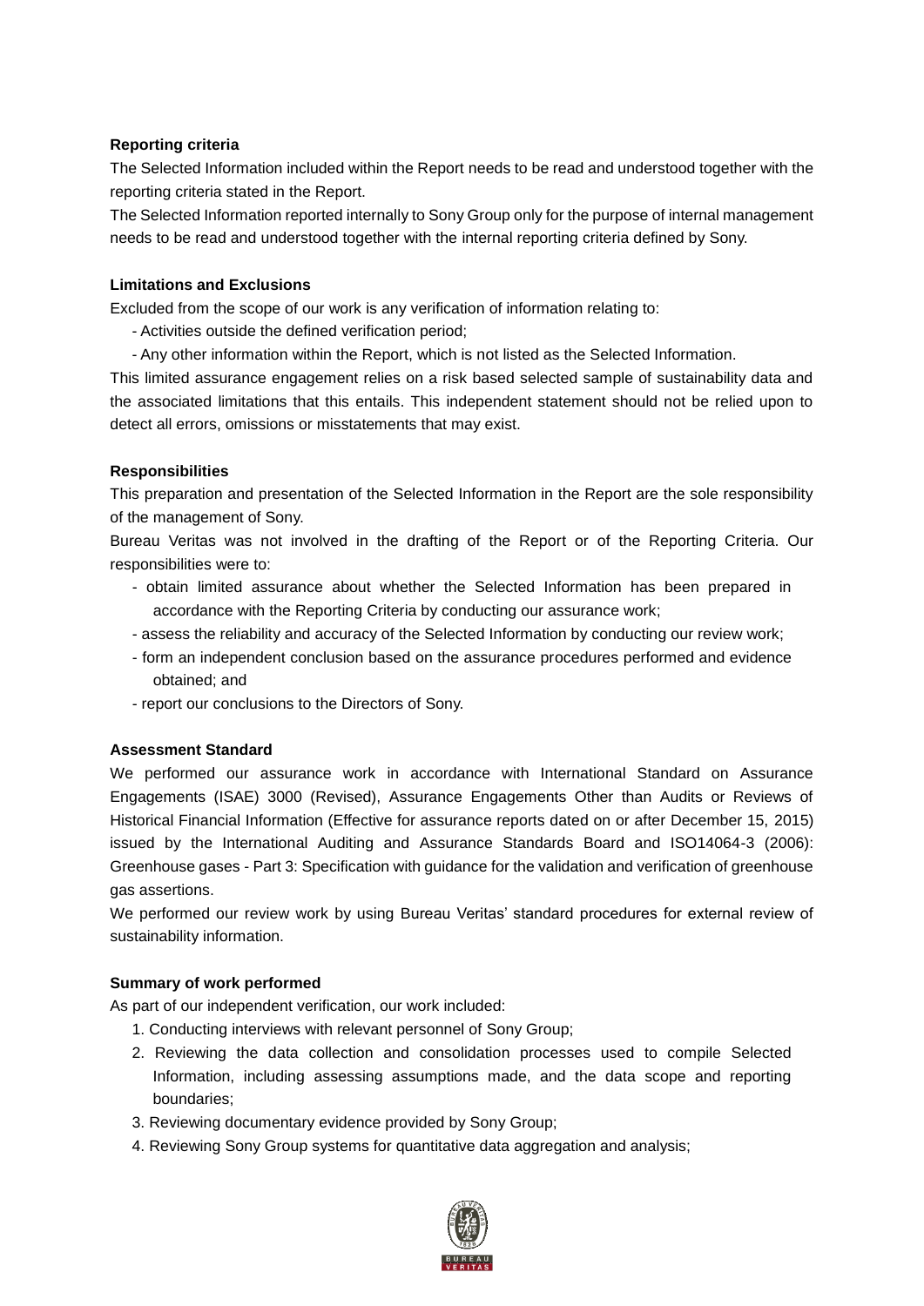**Reporting criteria**

The Selected Information included within the Report needs to be read and understood together with the reporting criteria stated in the Report.

The Selected Information reported internally to Sony Group only for the purpose of internal management needs to be read and understood together with the internal reporting criteria defined by Sony.

**Limitations and Exclusions**

Excluded from the scope of our work is any verification of information relating to:

- Activities outside the defined verification period;
- Any other information within the Report, which is not listed as the Selected Information.

This limited assurance engagement relies on a risk based selected sample of sustainability data and the associated limitations that this entails. This independent statement should not be relied upon to detect all errors, omissions or misstatements that may exist.

**Responsibilities**

This preparation and presentation of the Selected Information in the Report are the sole responsibility of the management of Sony.

Bureau Veritas was not involved in the drafting of the Report or of the Reporting Criteria. Our responsibilities were to:

- obtain limited assurance about whether the Selected Information has been prepared in accordance with the Reporting Criteria by conducting our assurance work;
- assess the reliability and accuracy of the Selected Information by conducting our review work;
- form an independent conclusion based on the assurance procedures performed and evidence obtained; and
- report our conclusions to the Directors of Sony.

**Assessment Standard**

We performed our assurance work in accordance with International Standard on Assurance Engagements (ISAE) 3000 (Revised), Assurance Engagements Other than Audits or Reviews of Historical Financial Information (Effective for assurance reports dated on or after December 15, 2015) issued by the International Auditing and Assurance Standards Board and ISO14064-3 (2006): Greenhouse gases - Part 3: Specification with guidance for the validation and verification of greenhouse gas assertions.

We performed our review work by using Bureau Veritas' standard procedures for external review of sustainability information.

**Summary of work performed**

As part of our independent verification, our work included:

1. Conducting interviews with relevant personnel of Sony Group;
2. Reviewing the data collection and consolidation processes used to compile Selected Information, including assessing assumptions made, and the data scope and reporting boundaries;
3. Reviewing documentary evidence provided by Sony Group;
4. Reviewing Sony Group systems for quantitative data aggregation and analysis;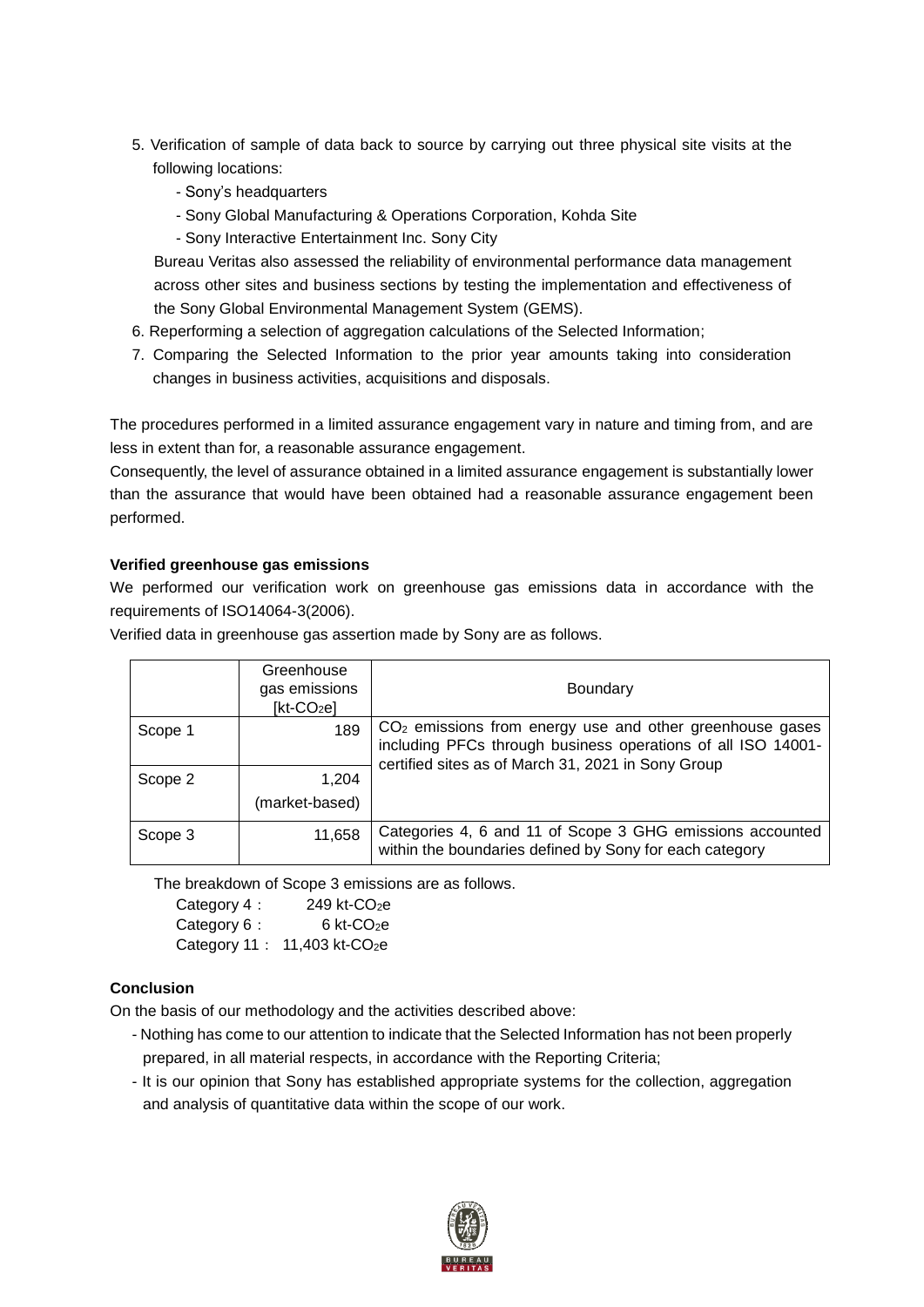5. Verification of sample of data back to source by carrying out three physical site visits at the following locations:
   - Sony's headquarters
   - Sony Global Manufacturing & Operations Corporation, Kohda Site
   - Sony Interactive Entertainment Inc. Sony City

   Bureau Veritas also assessed the reliability of environmental performance data management across other sites and business sections by testing the implementation and effectiveness of the Sony Global Environmental Management System (GEMS).
6. Reperforming a selection of aggregation calculations of the Selected Information;
7. Comparing the Selected Information to the prior year amounts taking into consideration changes in business activities, acquisitions and disposals.

The procedures performed in a limited assurance engagement vary in nature and timing from, and are less in extent than for, a reasonable assurance engagement.

Consequently, the level of assurance obtained in a limited assurance engagement is substantially lower than the assurance that would have been obtained had a reasonable assurance engagement been performed.

**Verified greenhouse gas emissions**

We performed our verification work on greenhouse gas emissions data in accordance with the requirements of ISO14064-3(2006).

Verified data in greenhouse gas assertion made by Sony are as follows.

| | Greenhouse gas emissions [kt-$CO_2$e] | Boundary |
|---|---|---|
| Scope 1 | 189 | $CO_2$ emissions from energy use and other greenhouse gases including PFCs through business operations of all ISO 14001-certified sites as of March 31, 2021 in Sony Group |
| Scope 2 | 1,204 (market-based) | |
| Scope 3 | 11,658 | Categories 4, 6 and 11 of Scope 3 GHG emissions accounted within the boundaries defined by Sony for each category |

The breakdown of Scope 3 emissions are as follows.

Category 4： 249 kt-$CO_2$e
Category 6： 6 kt-$CO_2$e
Category 11： 11,403 kt-$CO_2$e

**Conclusion**

On the basis of our methodology and the activities described above:

- Nothing has come to our attention to indicate that the Selected Information has not been properly prepared, in all material respects, in accordance with the Reporting Criteria;
- It is our opinion that Sony has established appropriate systems for the collection, aggregation and analysis of quantitative data within the scope of our work.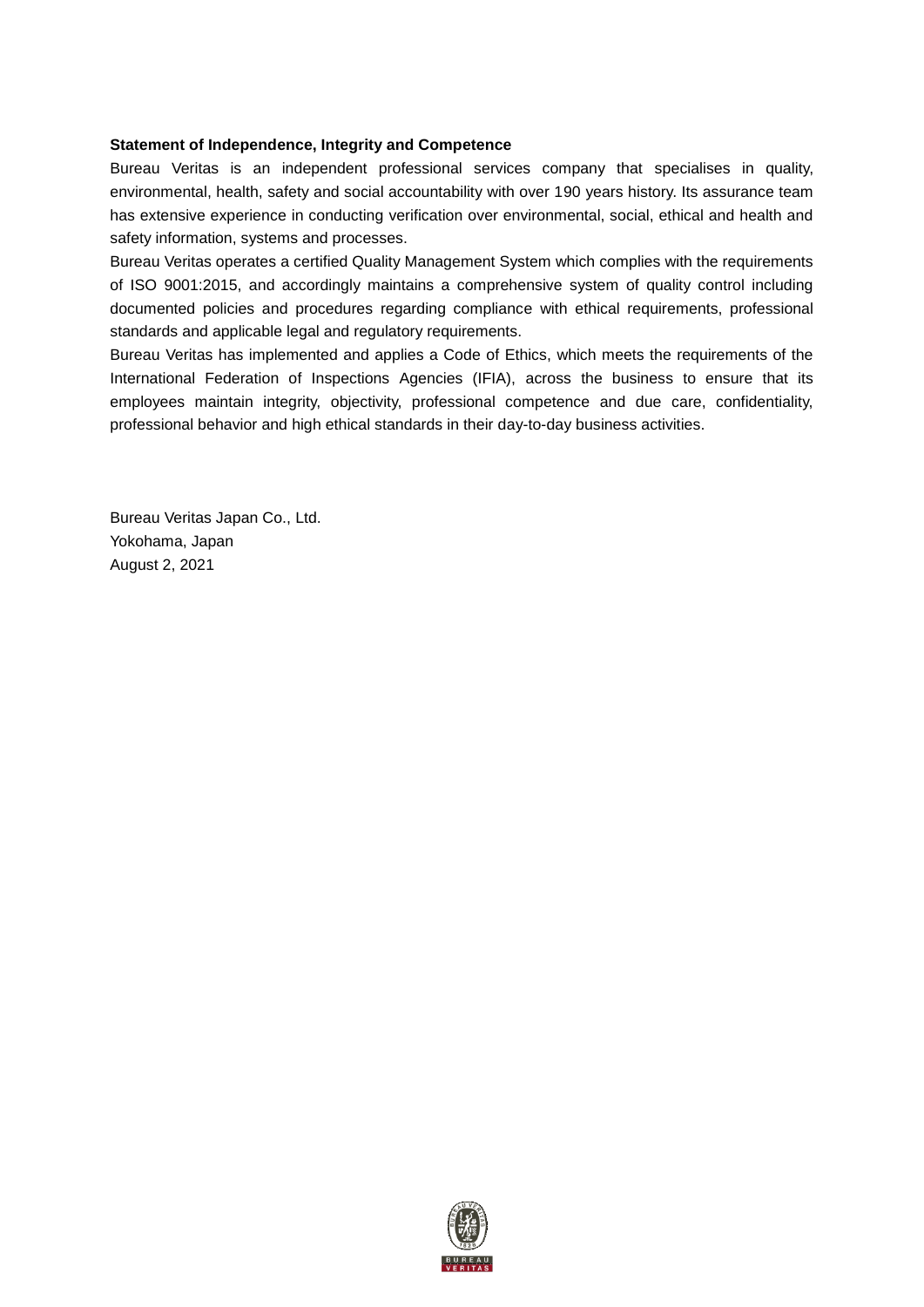**Statement of Independence, Integrity and Competence**

Bureau Veritas is an independent professional services company that specialises in quality, environmental, health, safety and social accountability with over 190 years history. Its assurance team has extensive experience in conducting verification over environmental, social, ethical and health and safety information, systems and processes.

Bureau Veritas operates a certified Quality Management System which complies with the requirements of ISO 9001:2015, and accordingly maintains a comprehensive system of quality control including documented policies and procedures regarding compliance with ethical requirements, professional standards and applicable legal and regulatory requirements.

Bureau Veritas has implemented and applies a Code of Ethics, which meets the requirements of the International Federation of Inspections Agencies (IFIA), across the business to ensure that its employees maintain integrity, objectivity, professional competence and due care, confidentiality, professional behavior and high ethical standards in their day-to-day business activities.

Bureau Veritas Japan Co., Ltd.
Yokohama, Japan
August 2, 2021